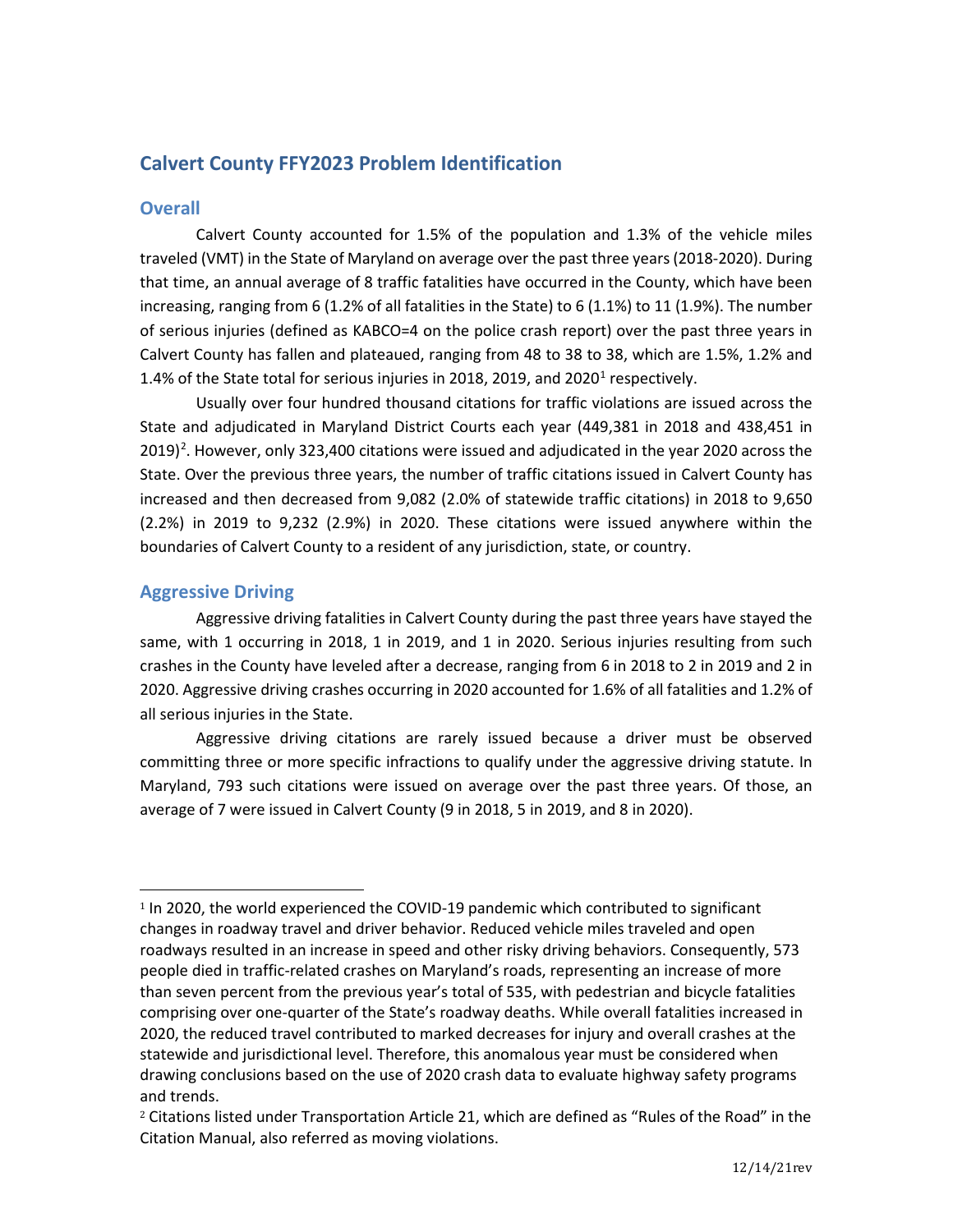## Calvert County FFY2023 Problem Identification

### Overall

Calvert County accounted for 1.5% of the population and 1.3% of the vehicle miles traveled (VMT) in the State of Maryland on average over the past three years (2018-2020). During that time, an annual average of 8 traffic fatalities have occurred in the County, which have been increasing, ranging from 6 (1.2% of all fatalities in the State) to 6 (1.1%) to 11 (1.9%). The number of serious injuries (defined as KABCO=4 on the police crash report) over the past three years in Calvert County has fallen and plateaued, ranging from 48 to 38 to 38, which are 1.5%, 1.2% and 1.4% of the State total for serious injuries in 2018, 2019, and 2020[1] respectively.

Usually over four hundred thousand citations for traffic violations are issued across the State and adjudicated in Maryland District Courts each year (449,381 in 2018 and 438,451 in 2019)[2]. However, only 323,400 citations were issued and adjudicated in the year 2020 across the State. Over the previous three years, the number of traffic citations issued in Calvert County has increased and then decreased from 9,082 (2.0% of statewide traffic citations) in 2018 to 9,650 (2.2%) in 2019 to 9,232 (2.9%) in 2020. These citations were issued anywhere within the boundaries of Calvert County to a resident of any jurisdiction, state, or country.

### Aggressive Driving

Aggressive driving fatalities in Calvert County during the past three years have stayed the same, with 1 occurring in 2018, 1 in 2019, and 1 in 2020. Serious injuries resulting from such crashes in the County have leveled after a decrease, ranging from 6 in 2018 to 2 in 2019 and 2 in 2020. Aggressive driving crashes occurring in 2020 accounted for 1.6% of all fatalities and 1.2% of all serious injuries in the State.

Aggressive driving citations are rarely issued because a driver must be observed committing three or more specific infractions to qualify under the aggressive driving statute. In Maryland, 793 such citations were issued on average over the past three years. Of those, an average of 7 were issued in Calvert County (9 in 2018, 5 in 2019, and 8 in 2020).

---

[1] In 2020, the world experienced the COVID-19 pandemic which contributed to significant changes in roadway travel and driver behavior. Reduced vehicle miles traveled and open roadways resulted in an increase in speed and other risky driving behaviors. Consequently, 573 people died in traffic-related crashes on Maryland's roads, representing an increase of more than seven percent from the previous year's total of 535, with pedestrian and bicycle fatalities comprising over one-quarter of the State's roadway deaths. While overall fatalities increased in 2020, the reduced travel contributed to marked decreases for injury and overall crashes at the statewide and jurisdictional level. Therefore, this anomalous year must be considered when drawing conclusions based on the use of 2020 crash data to evaluate highway safety programs and trends.

[2] Citations listed under Transportation Article 21, which are defined as "Rules of the Road" in the Citation Manual, also referred as moving violations.

12/14/21rev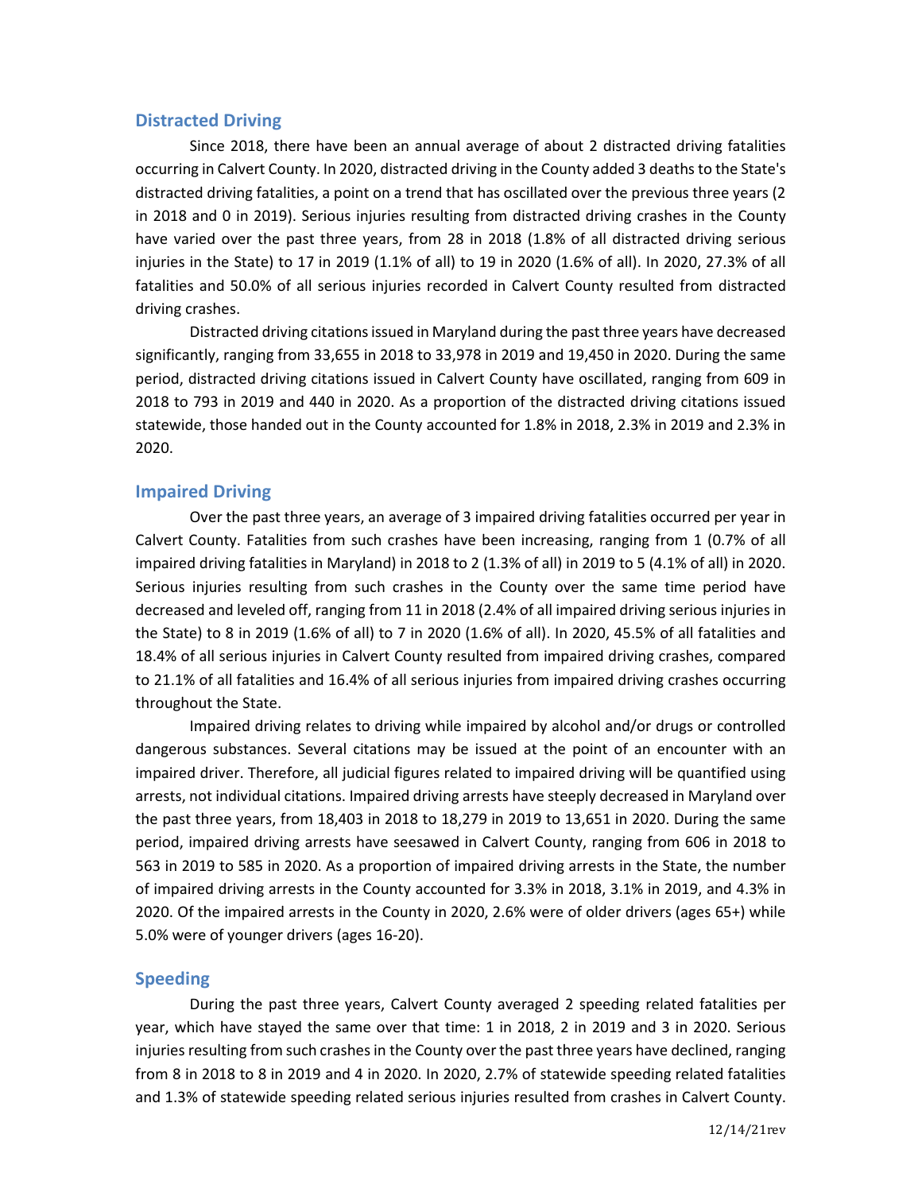## Distracted Driving

Since 2018, there have been an annual average of about 2 distracted driving fatalities occurring in Calvert County. In 2020, distracted driving in the County added 3 deaths to the State's distracted driving fatalities, a point on a trend that has oscillated over the previous three years (2 in 2018 and 0 in 2019). Serious injuries resulting from distracted driving crashes in the County have varied over the past three years, from 28 in 2018 (1.8% of all distracted driving serious injuries in the State) to 17 in 2019 (1.1% of all) to 19 in 2020 (1.6% of all). In 2020, 27.3% of all fatalities and 50.0% of all serious injuries recorded in Calvert County resulted from distracted driving crashes.

Distracted driving citations issued in Maryland during the past three years have decreased significantly, ranging from 33,655 in 2018 to 33,978 in 2019 and 19,450 in 2020. During the same period, distracted driving citations issued in Calvert County have oscillated, ranging from 609 in 2018 to 793 in 2019 and 440 in 2020. As a proportion of the distracted driving citations issued statewide, those handed out in the County accounted for 1.8% in 2018, 2.3% in 2019 and 2.3% in 2020.

## Impaired Driving

Over the past three years, an average of 3 impaired driving fatalities occurred per year in Calvert County. Fatalities from such crashes have been increasing, ranging from 1 (0.7% of all impaired driving fatalities in Maryland) in 2018 to 2 (1.3% of all) in 2019 to 5 (4.1% of all) in 2020. Serious injuries resulting from such crashes in the County over the same time period have decreased and leveled off, ranging from 11 in 2018 (2.4% of all impaired driving serious injuries in the State) to 8 in 2019 (1.6% of all) to 7 in 2020 (1.6% of all). In 2020, 45.5% of all fatalities and 18.4% of all serious injuries in Calvert County resulted from impaired driving crashes, compared to 21.1% of all fatalities and 16.4% of all serious injuries from impaired driving crashes occurring throughout the State.

Impaired driving relates to driving while impaired by alcohol and/or drugs or controlled dangerous substances. Several citations may be issued at the point of an encounter with an impaired driver. Therefore, all judicial figures related to impaired driving will be quantified using arrests, not individual citations. Impaired driving arrests have steeply decreased in Maryland over the past three years, from 18,403 in 2018 to 18,279 in 2019 to 13,651 in 2020. During the same period, impaired driving arrests have seesawed in Calvert County, ranging from 606 in 2018 to 563 in 2019 to 585 in 2020. As a proportion of impaired driving arrests in the State, the number of impaired driving arrests in the County accounted for 3.3% in 2018, 3.1% in 2019, and 4.3% in 2020. Of the impaired arrests in the County in 2020, 2.6% were of older drivers (ages 65+) while 5.0% were of younger drivers (ages 16-20).

## Speeding

During the past three years, Calvert County averaged 2 speeding related fatalities per year, which have stayed the same over that time: 1 in 2018, 2 in 2019 and 3 in 2020. Serious injuries resulting from such crashes in the County over the past three years have declined, ranging from 8 in 2018 to 8 in 2019 and 4 in 2020. In 2020, 2.7% of statewide speeding related fatalities and 1.3% of statewide speeding related serious injuries resulted from crashes in Calvert County.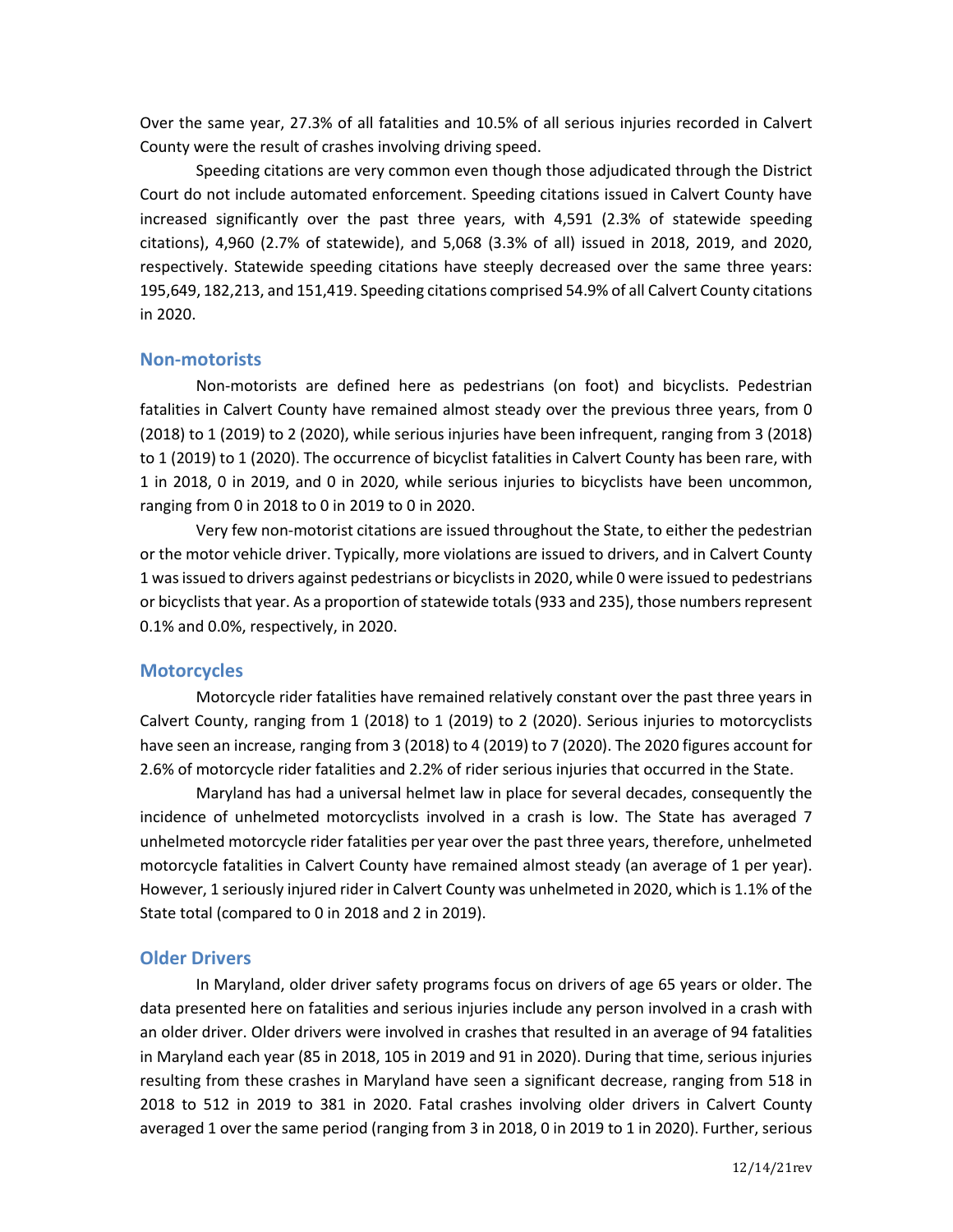Over the same year, 27.3% of all fatalities and 10.5% of all serious injuries recorded in Calvert County were the result of crashes involving driving speed.

Speeding citations are very common even though those adjudicated through the District Court do not include automated enforcement. Speeding citations issued in Calvert County have increased significantly over the past three years, with 4,591 (2.3% of statewide speeding citations), 4,960 (2.7% of statewide), and 5,068 (3.3% of all) issued in 2018, 2019, and 2020, respectively. Statewide speeding citations have steeply decreased over the same three years: 195,649, 182,213, and 151,419. Speeding citations comprised 54.9% of all Calvert County citations in 2020.

## Non-motorists

Non-motorists are defined here as pedestrians (on foot) and bicyclists. Pedestrian fatalities in Calvert County have remained almost steady over the previous three years, from 0 (2018) to 1 (2019) to 2 (2020), while serious injuries have been infrequent, ranging from 3 (2018) to 1 (2019) to 1 (2020). The occurrence of bicyclist fatalities in Calvert County has been rare, with 1 in 2018, 0 in 2019, and 0 in 2020, while serious injuries to bicyclists have been uncommon, ranging from 0 in 2018 to 0 in 2019 to 0 in 2020.

Very few non-motorist citations are issued throughout the State, to either the pedestrian or the motor vehicle driver. Typically, more violations are issued to drivers, and in Calvert County 1 was issued to drivers against pedestrians or bicyclists in 2020, while 0 were issued to pedestrians or bicyclists that year. As a proportion of statewide totals (933 and 235), those numbers represent 0.1% and 0.0%, respectively, in 2020.

## Motorcycles

Motorcycle rider fatalities have remained relatively constant over the past three years in Calvert County, ranging from 1 (2018) to 1 (2019) to 2 (2020). Serious injuries to motorcyclists have seen an increase, ranging from 3 (2018) to 4 (2019) to 7 (2020). The 2020 figures account for 2.6% of motorcycle rider fatalities and 2.2% of rider serious injuries that occurred in the State.

Maryland has had a universal helmet law in place for several decades, consequently the incidence of unhelmeted motorcyclists involved in a crash is low. The State has averaged 7 unhelmeted motorcycle rider fatalities per year over the past three years, therefore, unhelmeted motorcycle fatalities in Calvert County have remained almost steady (an average of 1 per year). However, 1 seriously injured rider in Calvert County was unhelmeted in 2020, which is 1.1% of the State total (compared to 0 in 2018 and 2 in 2019).

## Older Drivers

In Maryland, older driver safety programs focus on drivers of age 65 years or older. The data presented here on fatalities and serious injuries include any person involved in a crash with an older driver. Older drivers were involved in crashes that resulted in an average of 94 fatalities in Maryland each year (85 in 2018, 105 in 2019 and 91 in 2020). During that time, serious injuries resulting from these crashes in Maryland have seen a significant decrease, ranging from 518 in 2018 to 512 in 2019 to 381 in 2020. Fatal crashes involving older drivers in Calvert County averaged 1 over the same period (ranging from 3 in 2018, 0 in 2019 to 1 in 2020). Further, serious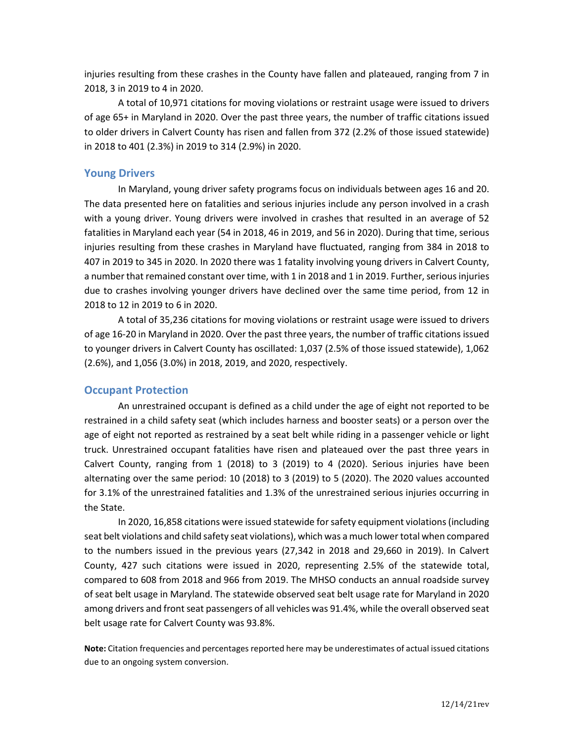injuries resulting from these crashes in the County have fallen and plateaued, ranging from 7 in 2018, 3 in 2019 to 4 in 2020.

A total of 10,971 citations for moving violations or restraint usage were issued to drivers of age 65+ in Maryland in 2020. Over the past three years, the number of traffic citations issued to older drivers in Calvert County has risen and fallen from 372 (2.2% of those issued statewide) in 2018 to 401 (2.3%) in 2019 to 314 (2.9%) in 2020.

## Young Drivers

In Maryland, young driver safety programs focus on individuals between ages 16 and 20. The data presented here on fatalities and serious injuries include any person involved in a crash with a young driver. Young drivers were involved in crashes that resulted in an average of 52 fatalities in Maryland each year (54 in 2018, 46 in 2019, and 56 in 2020). During that time, serious injuries resulting from these crashes in Maryland have fluctuated, ranging from 384 in 2018 to 407 in 2019 to 345 in 2020. In 2020 there was 1 fatality involving young drivers in Calvert County, a number that remained constant over time, with 1 in 2018 and 1 in 2019. Further, serious injuries due to crashes involving younger drivers have declined over the same time period, from 12 in 2018 to 12 in 2019 to 6 in 2020.

A total of 35,236 citations for moving violations or restraint usage were issued to drivers of age 16-20 in Maryland in 2020. Over the past three years, the number of traffic citations issued to younger drivers in Calvert County has oscillated: 1,037 (2.5% of those issued statewide), 1,062 (2.6%), and 1,056 (3.0%) in 2018, 2019, and 2020, respectively.

## Occupant Protection

An unrestrained occupant is defined as a child under the age of eight not reported to be restrained in a child safety seat (which includes harness and booster seats) or a person over the age of eight not reported as restrained by a seat belt while riding in a passenger vehicle or light truck. Unrestrained occupant fatalities have risen and plateaued over the past three years in Calvert County, ranging from 1 (2018) to 3 (2019) to 4 (2020). Serious injuries have been alternating over the same period: 10 (2018) to 3 (2019) to 5 (2020). The 2020 values accounted for 3.1% of the unrestrained fatalities and 1.3% of the unrestrained serious injuries occurring in the State.

In 2020, 16,858 citations were issued statewide for safety equipment violations (including seat belt violations and child safety seat violations), which was a much lower total when compared to the numbers issued in the previous years (27,342 in 2018 and 29,660 in 2019). In Calvert County, 427 such citations were issued in 2020, representing 2.5% of the statewide total, compared to 608 from 2018 and 966 from 2019. The MHSO conducts an annual roadside survey of seat belt usage in Maryland. The statewide observed seat belt usage rate for Maryland in 2020 among drivers and front seat passengers of all vehicles was 91.4%, while the overall observed seat belt usage rate for Calvert County was 93.8%.

**Note:** Citation frequencies and percentages reported here may be underestimates of actual issued citations due to an ongoing system conversion.

12/14/21rev